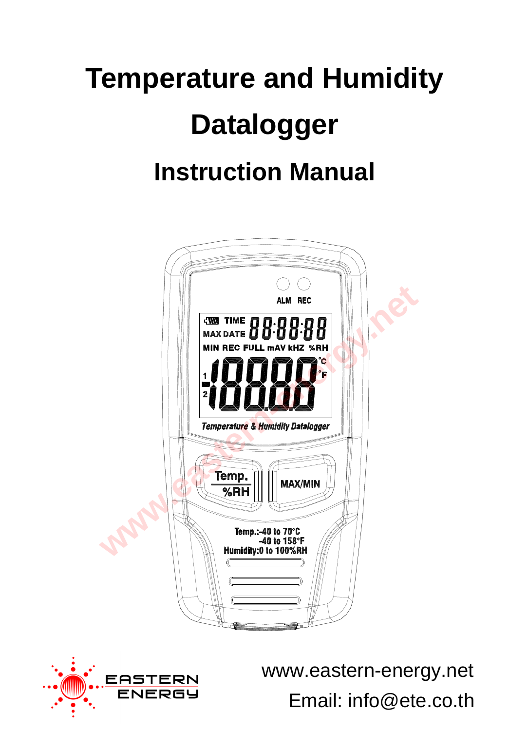# Temperature and Humidity Datalogger

## Instruction Manual

www.eastern-energy.net

Email: info@ete.co.th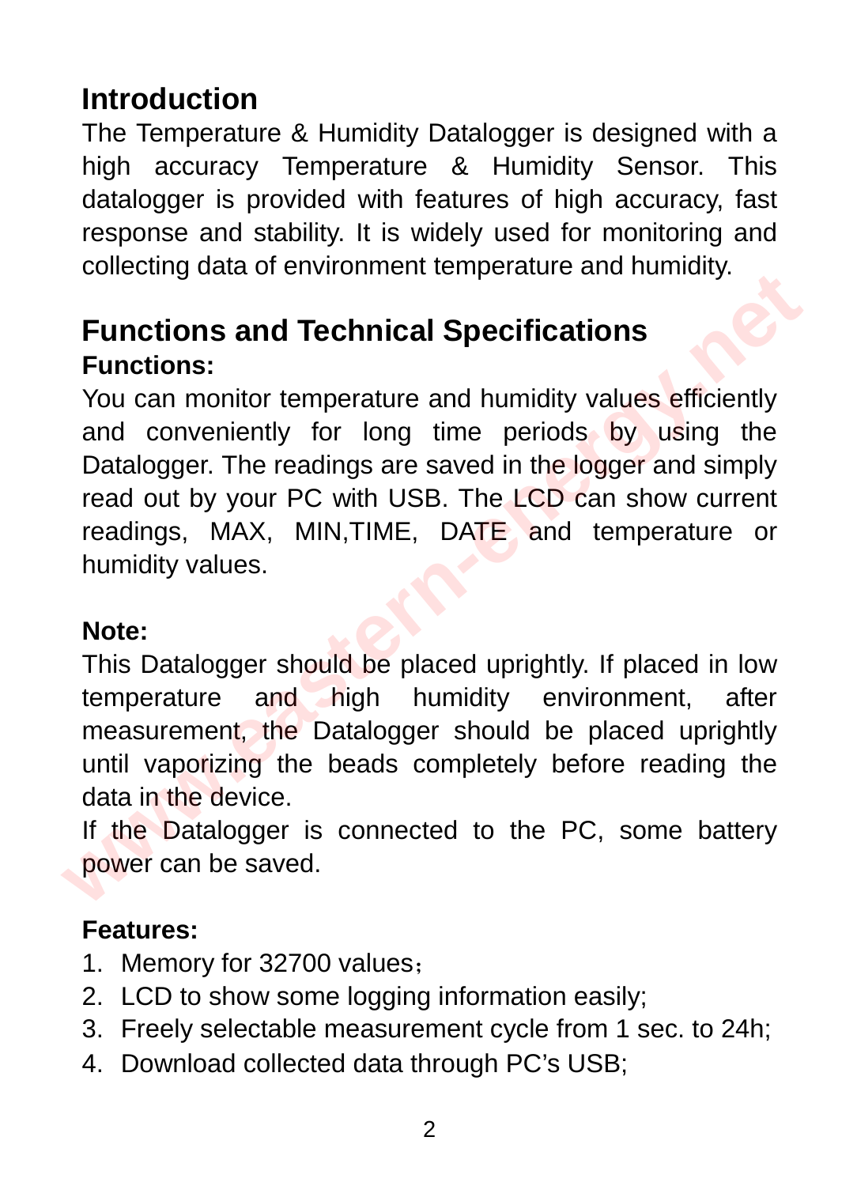## Introduction

The Temperature & Humidity Datalogger is designed with a high accuracy Temperature & Humidity Sensor. This datalogger is provided with features of high accuracy, fast response and stability. It is widely used for monitoring and collecting data of environment temperature and humidity.

## Functions and Technical Specifications

### Functions:

You can monitor temperature and humidity values efficiently and conveniently for long time periods by using the Datalogger. The readings are saved in the logger and simply read out by your PC with USB. The LCD can show current readings, MAX, MIN,TIME, DATE and temperature or humidity values.

**Note:**

This Datalogger should be placed uprightly. If placed in low temperature and high humidity environment, after measurement, the Datalogger should be placed uprightly until vaporizing the beads completely before reading the data in the device.

If the Datalogger is connected to the PC, some battery power can be saved.

### Features:

1. Memory for 32700 values；
2. LCD to show some logging information easily;
3. Freely selectable measurement cycle from 1 sec. to 24h;
4. Download collected data through PC's USB;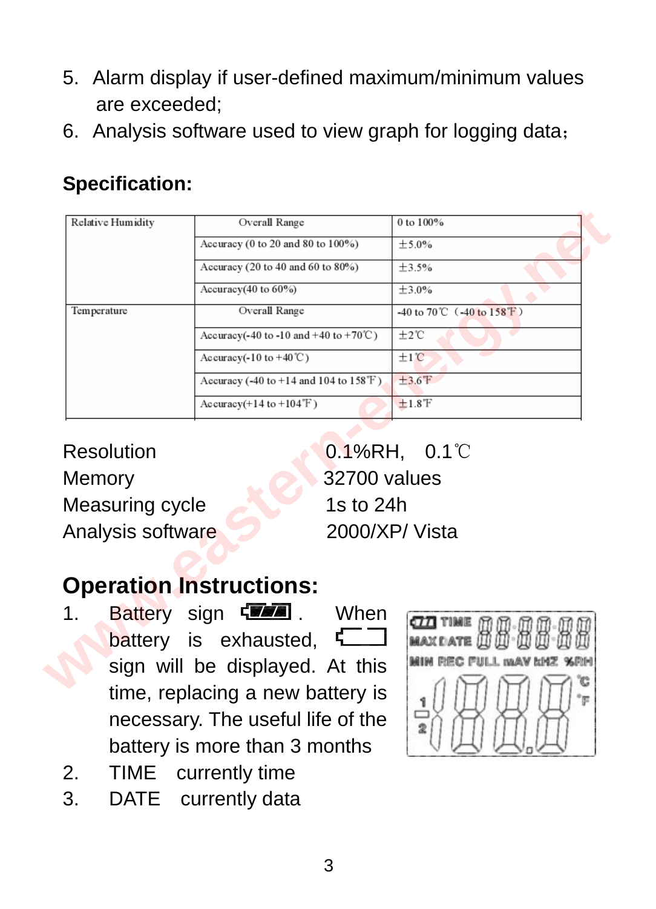5. Alarm display if user-defined maximum/minimum values are exceeded;
6. Analysis software used to view graph for logging data；

### Specification:

| Relative Humidity | Overall Range | 0 to 100% |
|---|---|---|
| | Accuracy (0 to 20 and 80 to 100%) | ±5.0% |
| | Accuracy (20 to 40 and 60 to 80%) | ±3.5% |
| | Accuracy(40 to 60%) | ±3.0% |
| Temperature | Overall Range | -40 to 70℃ （-40 to 158℉） |
| | Accuracy(-40 to -10 and +40 to +70℃) | ±2℃ |
| | Accuracy(-10 to +40℃) | ±1℃ |
| | Accuracy (-40 to +14 and 104 to 158℉) | ±3.6℉ |
| | Accuracy(+14 to +104℉) | ±1.8℉ |

| | |
|---|---|
| Resolution | 0.1%RH, 0.1℃ |
| Memory | 32700 values |
| Measuring cycle | 1s to 24h |
| Analysis software | 2000/XP/ Vista |

## Operation Instructions:

1. Battery sign [battery full icon]. When battery is exhausted, [battery empty icon] sign will be displayed. At this time, replacing a new battery is necessary. The useful life of the battery is more than 3 months
2. TIME currently time
3. DATE currently data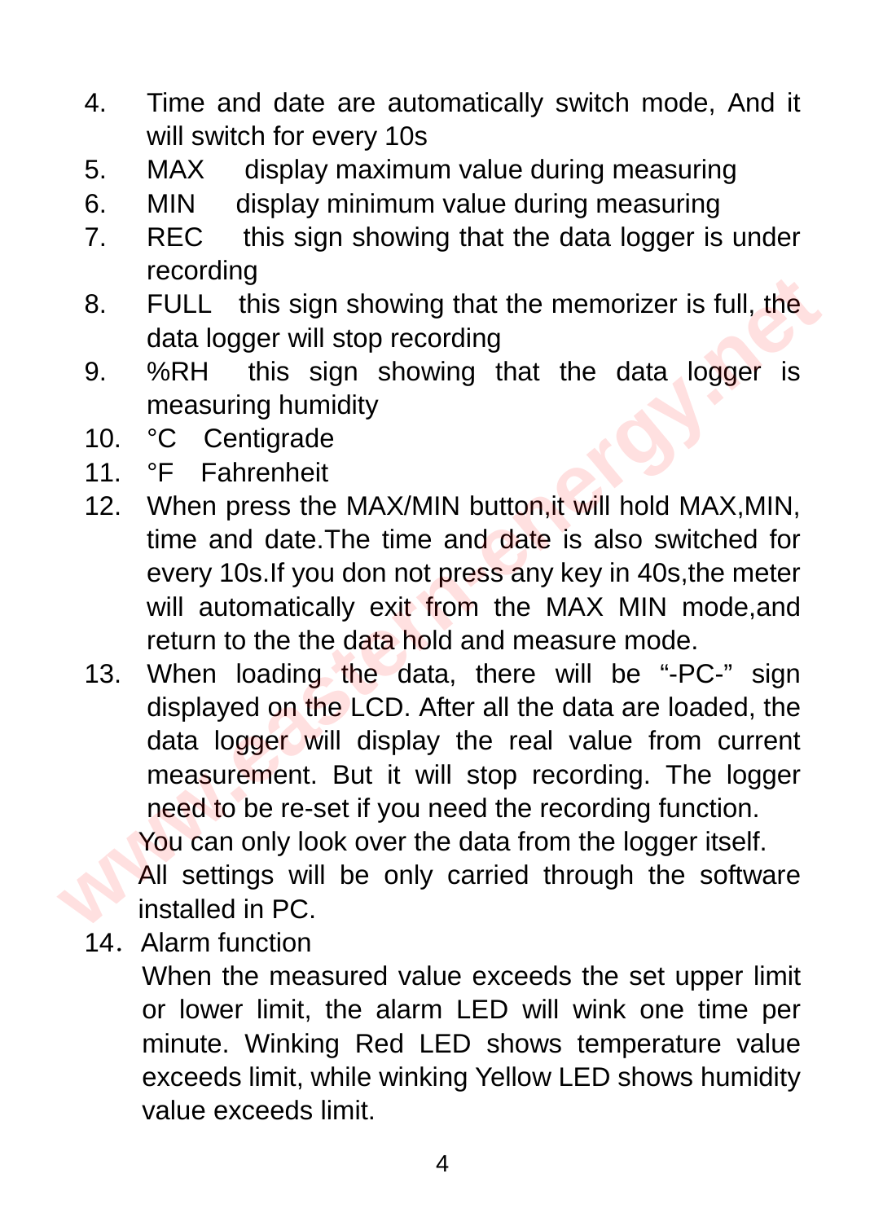4. Time and date are automatically switch mode, And it will switch for every 10s
5. MAX display maximum value during measuring
6. MIN display minimum value during measuring
7. REC this sign showing that the data logger is under recording
8. FULL this sign showing that the memorizer is full, the data logger will stop recording
9. %RH this sign showing that the data logger is measuring humidity
10. °C Centigrade
11. °F Fahrenheit
12. When press the MAX/MIN button,it will hold MAX,MIN, time and date.The time and date is also switched for every 10s.If you don not press any key in 40s,the meter will automatically exit from the MAX MIN mode,and return to the the data hold and measure mode.
13. When loading the data, there will be "-PC-" sign displayed on the LCD. After all the data are loaded, the data logger will display the real value from current measurement. But it will stop recording. The logger need to be re-set if you need the recording function.
    You can only look over the data from the logger itself.
    All settings will be only carried through the software installed in PC.
14. Alarm function
    When the measured value exceeds the set upper limit or lower limit, the alarm LED will wink one time per minute. Winking Red LED shows temperature value exceeds limit, while winking Yellow LED shows humidity value exceeds limit.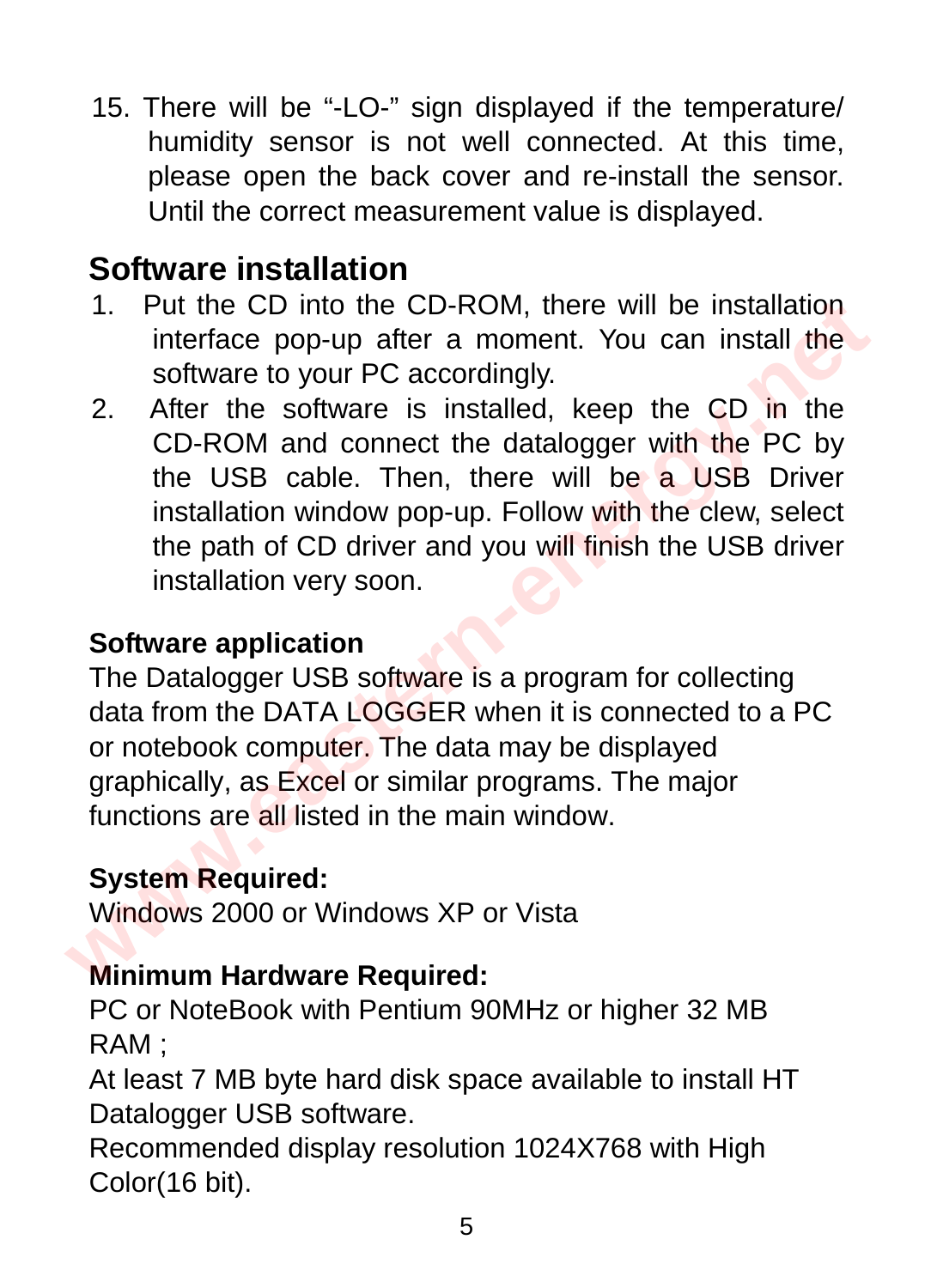15. There will be "-LO-" sign displayed if the temperature/ humidity sensor is not well connected. At this time, please open the back cover and re-install the sensor. Until the correct measurement value is displayed.

## Software installation

1. Put the CD into the CD-ROM, there will be installation interface pop-up after a moment. You can install the software to your PC accordingly.
2. After the software is installed, keep the CD in the CD-ROM and connect the datalogger with the PC by the USB cable. Then, there will be a USB Driver installation window pop-up. Follow with the clew, select the path of CD driver and you will finish the USB driver installation very soon.

**Software application**

The Datalogger USB software is a program for collecting data from the DATA LOGGER when it is connected to a PC or notebook computer. The data may be displayed graphically, as Excel or similar programs. The major functions are all listed in the main window.

**System Required:**

Windows 2000 or Windows XP or Vista

**Minimum Hardware Required:**

PC or NoteBook with Pentium 90MHz or higher 32 MB RAM ;

At least 7 MB byte hard disk space available to install HT Datalogger USB software.

Recommended display resolution 1024X768 with High Color(16 bit).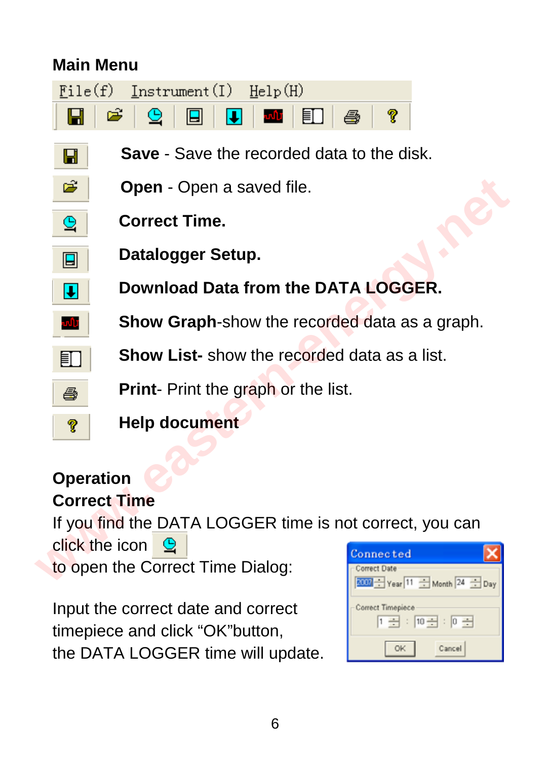## Main Menu

File(f) Instrument(I) Help(H)

**Save** - Save the recorded data to the disk.

**Open** - Open a saved file.

**Correct Time.**

**Datalogger Setup.**

**Download Data from the DATA LOGGER.**

**Show Graph**-show the recorded data as a graph.

**Show List-** show the recorded data as a list.

**Print**- Print the graph or the list.

**Help document**

## Operation

### Correct Time

If you find the DATA LOGGER time is not correct, you can click the icon to open the Correct Time Dialog:

Input the correct date and correct timepiece and click "OK"button, the DATA LOGGER time will update.

Connected
Correct Date
2007 Year 11 Month 24 Day
Correct Timepiece
1 : 10 : 0
OK Cancel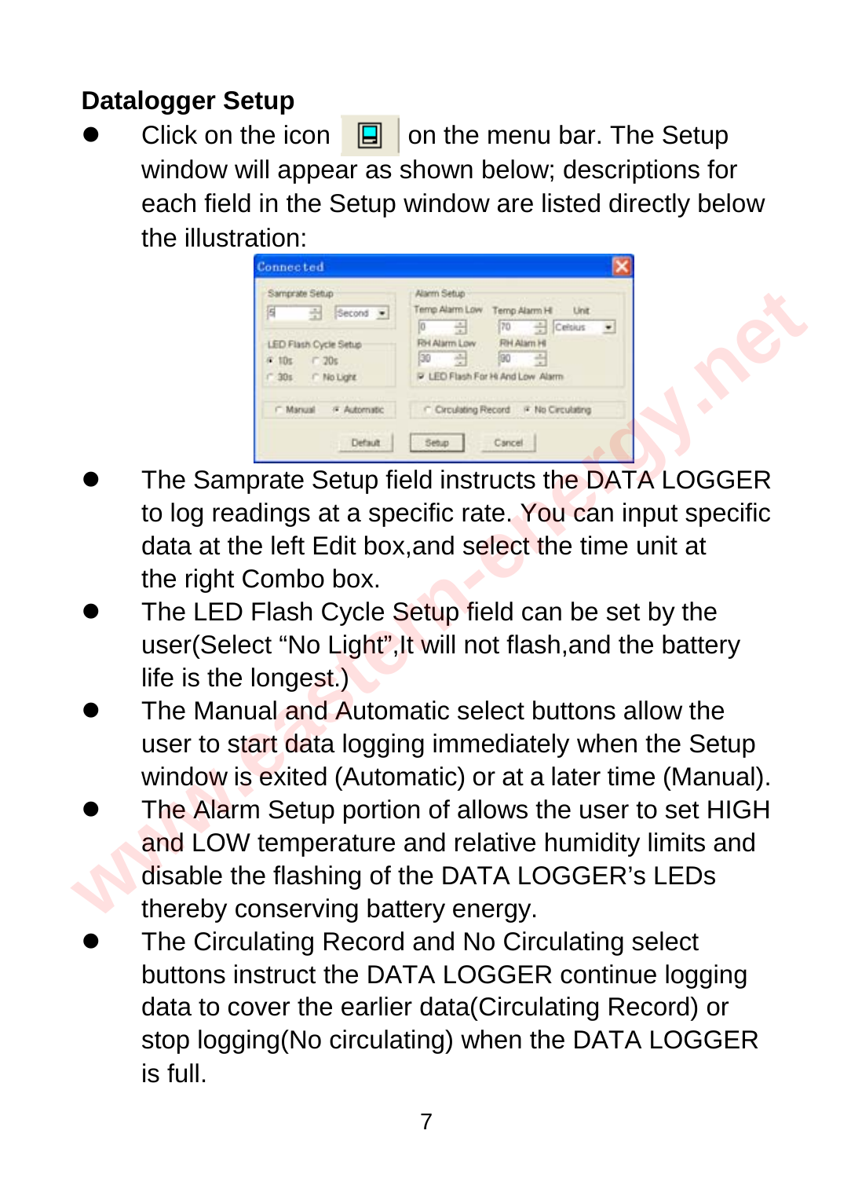## Datalogger Setup

- Click on the icon on the menu bar. The Setup window will appear as shown below; descriptions for each field in the Setup window are listed directly below the illustration:
- The Samprate Setup field instructs the DATA LOGGER to log readings at a specific rate. You can input specific data at the left Edit box,and select the time unit at the right Combo box.
- The LED Flash Cycle Setup field can be set by the user(Select “No Light”,It will not flash,and the battery life is the longest.)
- The Manual and Automatic select buttons allow the user to start data logging immediately when the Setup window is exited (Automatic) or at a later time (Manual).
- The Alarm Setup portion of allows the user to set HIGH and LOW temperature and relative humidity limits and disable the flashing of the DATA LOGGER’s LEDs thereby conserving battery energy.
- The Circulating Record and No Circulating select buttons instruct the DATA LOGGER continue logging data to cover the earlier data(Circulating Record) or stop logging(No circulating) when the DATA LOGGER is full.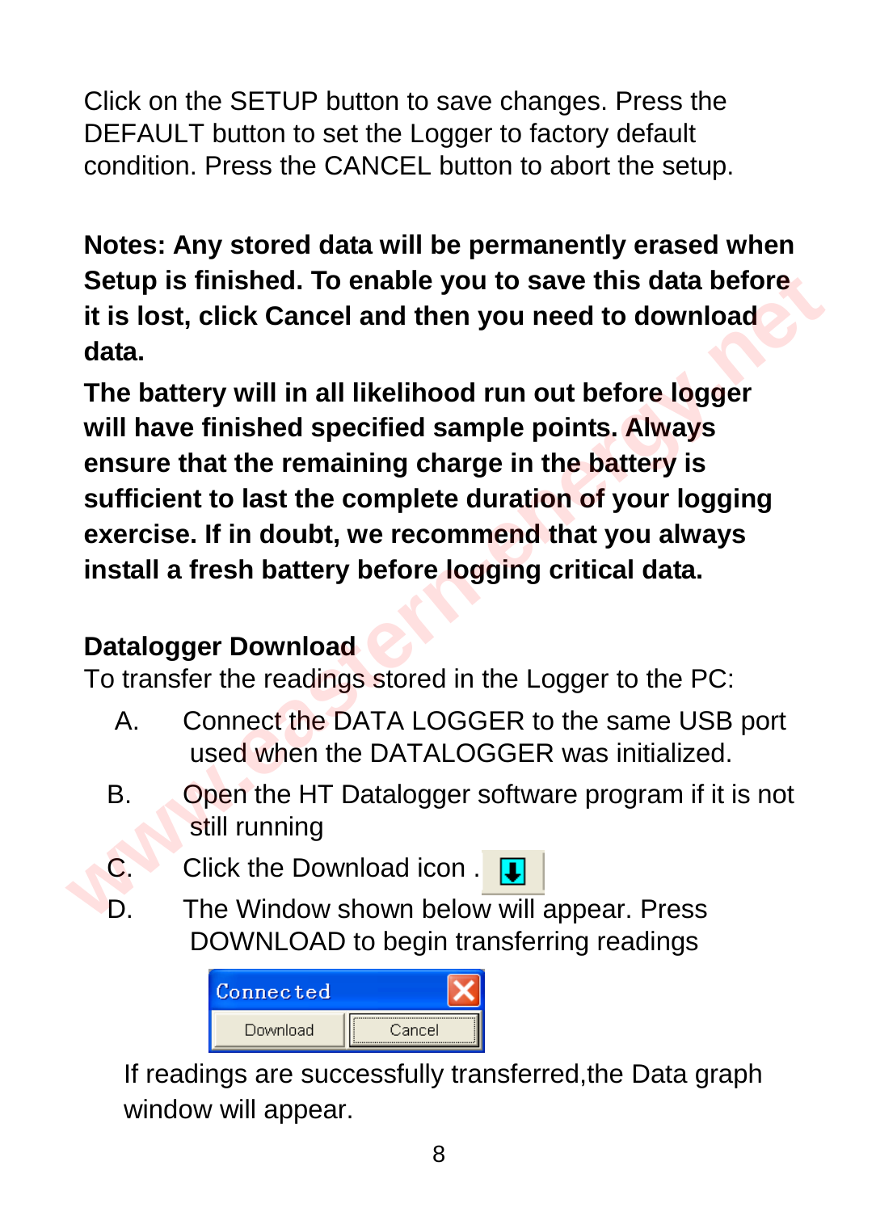Click on the SETUP button to save changes. Press the DEFAULT button to set the Logger to factory default condition. Press the CANCEL button to abort the setup.

**Notes: Any stored data will be permanently erased when Setup is finished. To enable you to save this data before it is lost, click Cancel and then you need to download data.**

**The battery will in all likelihood run out before logger will have finished specified sample points. Always ensure that the remaining charge in the battery is sufficient to last the complete duration of your logging exercise. If in doubt, we recommend that you always install a fresh battery before logging critical data.**

**Datalogger Download**

To transfer the readings stored in the Logger to the PC:

A. Connect the DATA LOGGER to the same USB port used when the DATALOGGER was initialized.

B. Open the HT Datalogger software program if it is not still running

C. Click the Download icon .

D. The Window shown below will appear. Press DOWNLOAD to begin transferring readings

If readings are successfully transferred,the Data graph window will appear.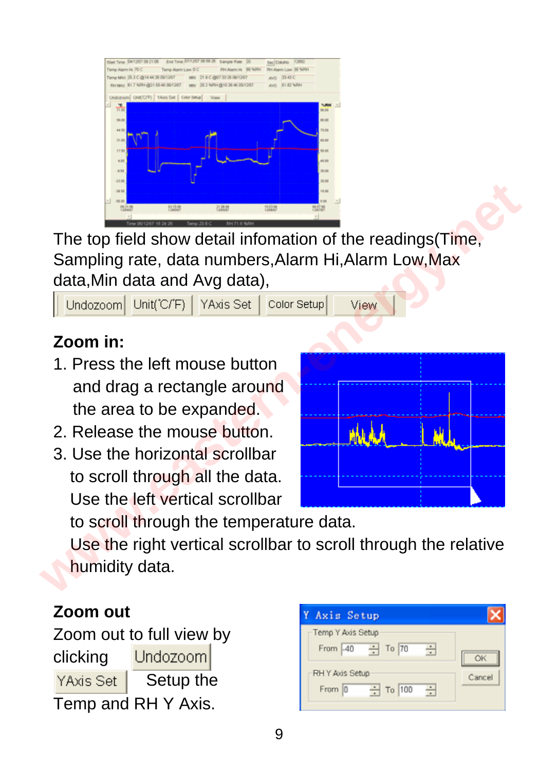The top field show detail infomation of the readings(Time, Sampling rate, data numbers,Alarm Hi,Alarm Low,Max data,Min data and Avg data),

Undozoom | Unit(°C/°F) | YAxis Set | Color Setup | View

**Zoom in:**

1. Press the left mouse button and drag a rectangle around the area to be expanded.
2. Release the mouse button.
3. Use the horizontal scrollbar to scroll through all the data. Use the left vertical scrollbar to scroll through the temperature data. Use the right vertical scrollbar to scroll through the relative humidity data.

**Zoom out**

Zoom out to full view by clicking Undozoom

YAxis Set  Setup the Temp and RH Y Axis.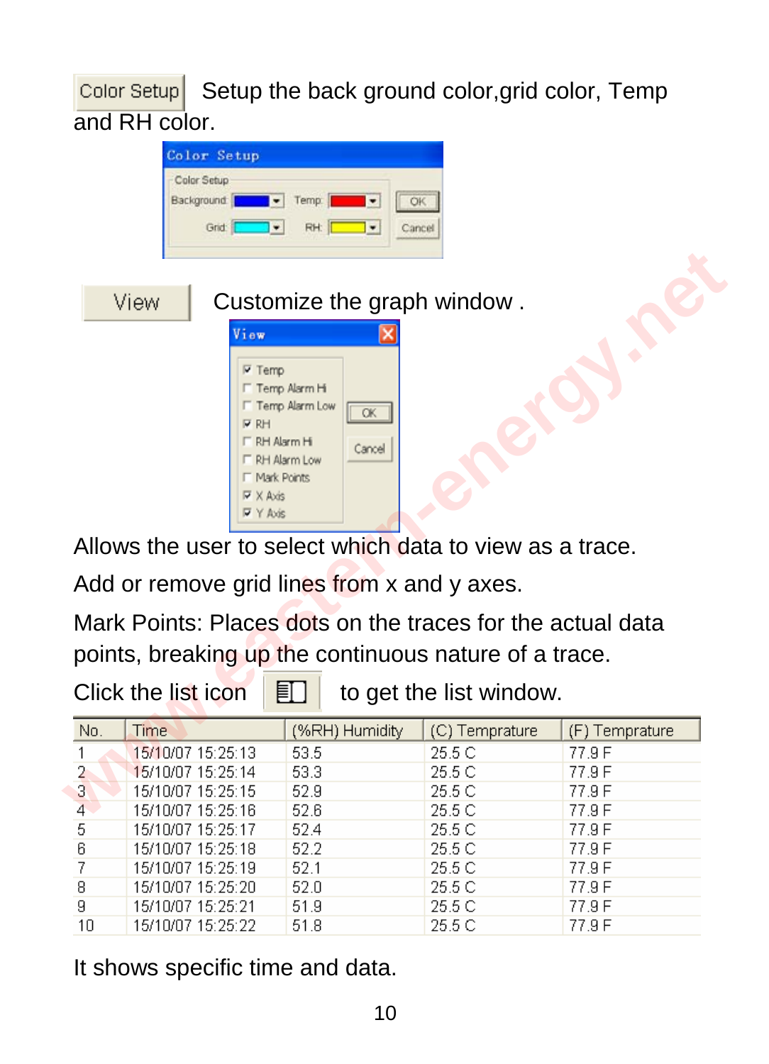**Color Setup** Setup the back ground color,grid color, Temp and RH color.

**View** Customize the graph window .

Allows the user to select which data to view as a trace.

Add or remove grid lines from x and y axes.

Mark Points: Places dots on the traces for the actual data points, breaking up the continuous nature of a trace.

Click the list icon to get the list window.

| No. | Time | (%RH) Humidity | (C) Temprature | (F) Temprature |
|---|---|---|---|---|
| 1 | 15/10/07 15:25:13 | 53.5 | 25.5 C | 77.9 F |
| 2 | 15/10/07 15:25:14 | 53.3 | 25.5 C | 77.9 F |
| 3 | 15/10/07 15:25:15 | 52.9 | 25.5 C | 77.9 F |
| 4 | 15/10/07 15:25:16 | 52.6 | 25.5 C | 77.9 F |
| 5 | 15/10/07 15:25:17 | 52.4 | 25.5 C | 77.9 F |
| 6 | 15/10/07 15:25:18 | 52.2 | 25.5 C | 77.9 F |
| 7 | 15/10/07 15:25:19 | 52.1 | 25.5 C | 77.9 F |
| 8 | 15/10/07 15:25:20 | 52.0 | 25.5 C | 77.9 F |
| 9 | 15/10/07 15:25:21 | 51.9 | 25.5 C | 77.9 F |
| 10 | 15/10/07 15:25:22 | 51.8 | 25.5 C | 77.9 F |

It shows specific time and data.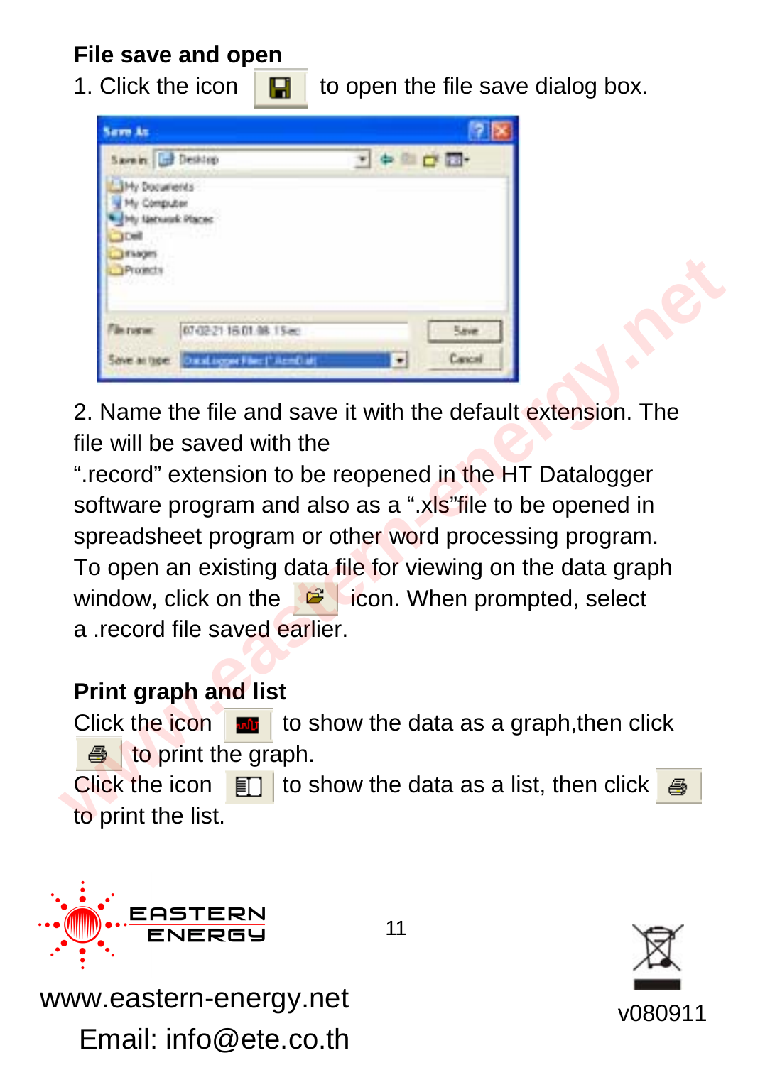## File save and open

1. Click the icon to open the file save dialog box.

2. Name the file and save it with the default extension. The file will be saved with the ".record" extension to be reopened in the HT Datalogger software program and also as a ".xls"file to be opened in spreadsheet program or other word processing program.

To open an existing data file for viewing on the data graph window, click on the icon. When prompted, select a .record file saved earlier.

## Print graph and list

Click the icon to show the data as a graph,then click to print the graph.

Click the icon to show the data as a list, then click to print the list.

www.eastern-energy.net

Email: info@ete.co.th

v080911